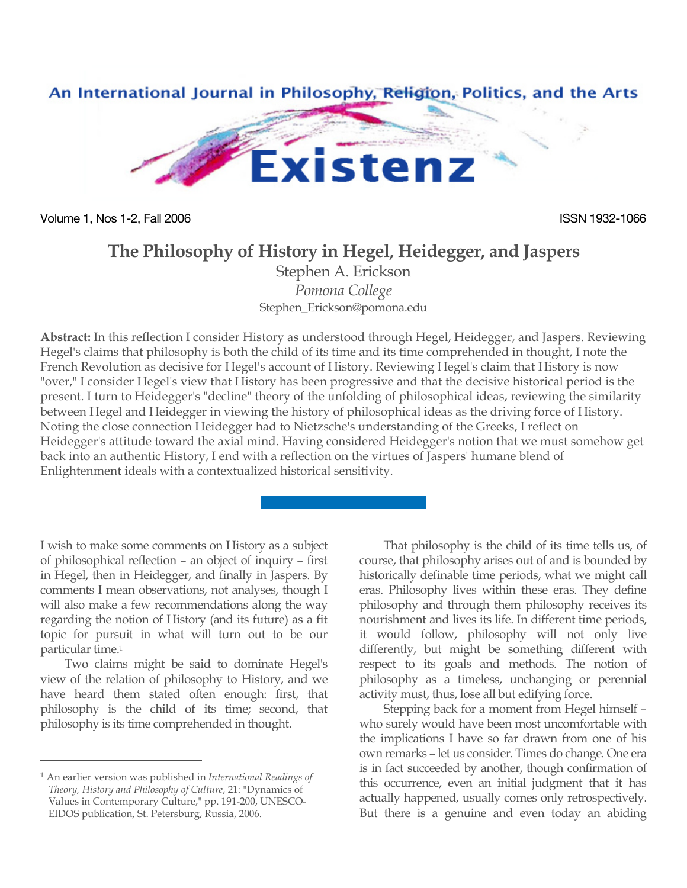# The Philosophy of History in Hegel, Heidegger, and Jaspers

Stephen A. Erickson

*Pomona College*

Stephen_Erickson@pomona.edu

**Abstract:** In this reflection I consider History as understood through Hegel, Heidegger, and Jaspers. Reviewing Hegel's claims that philosophy is both the child of its time and its time comprehended in thought, I note the French Revolution as decisive for Hegel's account of History. Reviewing Hegel's claim that History is now "over," I consider Hegel's view that History has been progressive and that the decisive historical period is the present. I turn to Heidegger's "decline" theory of the unfolding of philosophical ideas, reviewing the similarity between Hegel and Heidegger in viewing the history of philosophical ideas as the driving force of History. Noting the close connection Heidegger had to Nietzsche's understanding of the Greeks, I reflect on Heidegger's attitude toward the axial mind. Having considered Heidegger's notion that we must somehow get back into an authentic History, I end with a reflection on the virtues of Jaspers' humane blend of Enlightenment ideals with a contextualized historical sensitivity.

I wish to make some comments on History as a subject of philosophical reflection – an object of inquiry – first in Hegel, then in Heidegger, and finally in Jaspers. By comments I mean observations, not analyses, though I will also make a few recommendations along the way regarding the notion of History (and its future) as a fit topic for pursuit in what will turn out to be our particular time.[1]

Two claims might be said to dominate Hegel's view of the relation of philosophy to History, and we have heard them stated often enough: first, that philosophy is the child of its time; second, that philosophy is its time comprehended in thought.

That philosophy is the child of its time tells us, of course, that philosophy arises out of and is bounded by historically definable time periods, what we might call eras. Philosophy lives within these eras. They define philosophy and through them philosophy receives its nourishment and lives its life. In different time periods, it would follow, philosophy will not only live differently, but might be something different with respect to its goals and methods. The notion of philosophy as a timeless, unchanging or perennial activity must, thus, lose all but edifying force.

Stepping back for a moment from Hegel himself – who surely would have been most uncomfortable with the implications I have so far drawn from one of his own remarks – let us consider. Times do change. One era is in fact succeeded by another, though confirmation of this occurrence, even an initial judgment that it has actually happened, usually comes only retrospectively. But there is a genuine and even today an abiding

[1] An earlier version was published in *International Readings of Theory, History and Philosophy of Culture*, 21: "Dynamics of Values in Contemporary Culture," pp. 191-200, UNESCO-EIDOS publication, St. Petersburg, Russia, 2006.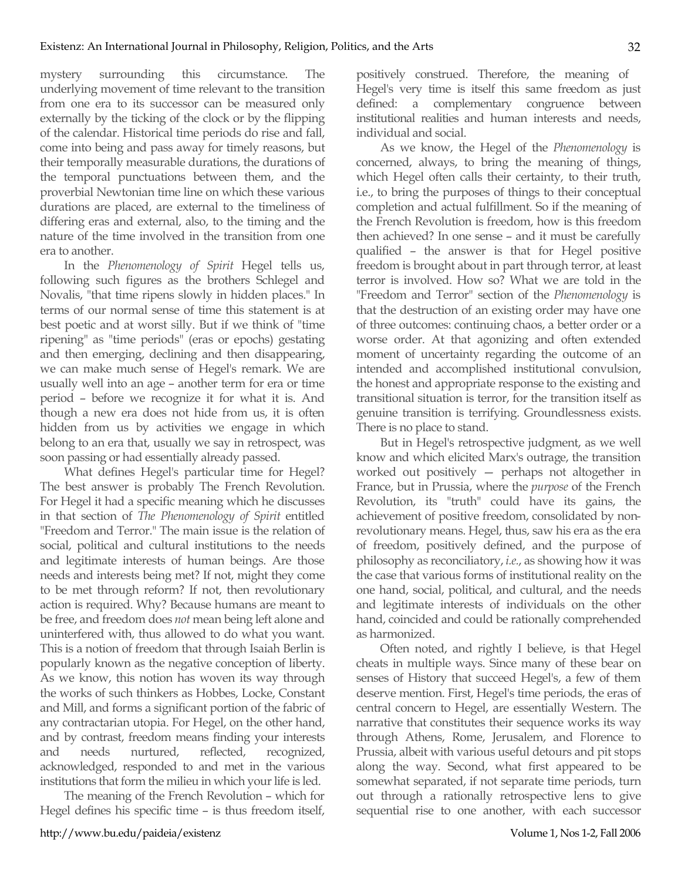mystery surrounding this circumstance. The underlying movement of time relevant to the transition from one era to its successor can be measured only externally by the ticking of the clock or by the flipping of the calendar. Historical time periods do rise and fall, come into being and pass away for timely reasons, but their temporally measurable durations, the durations of the temporal punctuations between them, and the proverbial Newtonian time line on which these various durations are placed, are external to the timeliness of differing eras and external, also, to the timing and the nature of the time involved in the transition from one era to another.

In the *Phenomenology of Spirit* Hegel tells us, following such figures as the brothers Schlegel and Novalis, "that time ripens slowly in hidden places." In terms of our normal sense of time this statement is at best poetic and at worst silly. But if we think of "time ripening" as "time periods" (eras or epochs) gestating and then emerging, declining and then disappearing, we can make much sense of Hegel's remark. We are usually well into an age – another term for era or time period – before we recognize it for what it is. And though a new era does not hide from us, it is often hidden from us by activities we engage in which belong to an era that, usually we say in retrospect, was soon passing or had essentially already passed.

What defines Hegel's particular time for Hegel? The best answer is probably The French Revolution. For Hegel it had a specific meaning which he discusses in that section of *The Phenomenology of Spirit* entitled "Freedom and Terror." The main issue is the relation of social, political and cultural institutions to the needs and legitimate interests of human beings. Are those needs and interests being met? If not, might they come to be met through reform? If not, then revolutionary action is required. Why? Because humans are meant to be free, and freedom does *not* mean being left alone and uninterfered with, thus allowed to do what you want. This is a notion of freedom that through Isaiah Berlin is popularly known as the negative conception of liberty. As we know, this notion has woven its way through the works of such thinkers as Hobbes, Locke, Constant and Mill, and forms a significant portion of the fabric of any contractarian utopia. For Hegel, on the other hand, and by contrast, freedom means finding your interests and needs nurtured, reflected, recognized, acknowledged, responded to and met in the various institutions that form the milieu in which your life is led.

The meaning of the French Revolution – which for Hegel defines his specific time – is thus freedom itself, positively construed. Therefore, the meaning of Hegel's very time is itself this same freedom as just defined: a complementary congruence between institutional realities and human interests and needs, individual and social.

As we know, the Hegel of the *Phenomenology* is concerned, always, to bring the meaning of things, which Hegel often calls their certainty, to their truth, i.e., to bring the purposes of things to their conceptual completion and actual fulfillment. So if the meaning of the French Revolution is freedom, how is this freedom then achieved? In one sense – and it must be carefully qualified – the answer is that for Hegel positive freedom is brought about in part through terror, at least terror is involved. How so? What we are told in the "Freedom and Terror" section of the *Phenomenology* is that the destruction of an existing order may have one of three outcomes: continuing chaos, a better order or a worse order. At that agonizing and often extended moment of uncertainty regarding the outcome of an intended and accomplished institutional convulsion, the honest and appropriate response to the existing and transitional situation is terror, for the transition itself as genuine transition is terrifying. Groundlessness exists. There is no place to stand.

But in Hegel's retrospective judgment, as we well know and which elicited Marx's outrage, the transition worked out positively — perhaps not altogether in France, but in Prussia, where the *purpose* of the French Revolution, its "truth" could have its gains, the achievement of positive freedom, consolidated by non-revolutionary means. Hegel, thus, saw his era as the era of freedom, positively defined, and the purpose of philosophy as reconciliatory, *i.e.*, as showing how it was the case that various forms of institutional reality on the one hand, social, political, and cultural, and the needs and legitimate interests of individuals on the other hand, coincided and could be rationally comprehended as harmonized.

Often noted, and rightly I believe, is that Hegel cheats in multiple ways. Since many of these bear on senses of History that succeed Hegel's, a few of them deserve mention. First, Hegel's time periods, the eras of central concern to Hegel, are essentially Western. The narrative that constitutes their sequence works its way through Athens, Rome, Jerusalem, and Florence to Prussia, albeit with various useful detours and pit stops along the way. Second, what first appeared to be somewhat separated, if not separate time periods, turn out through a rationally retrospective lens to give sequential rise to one another, with each successor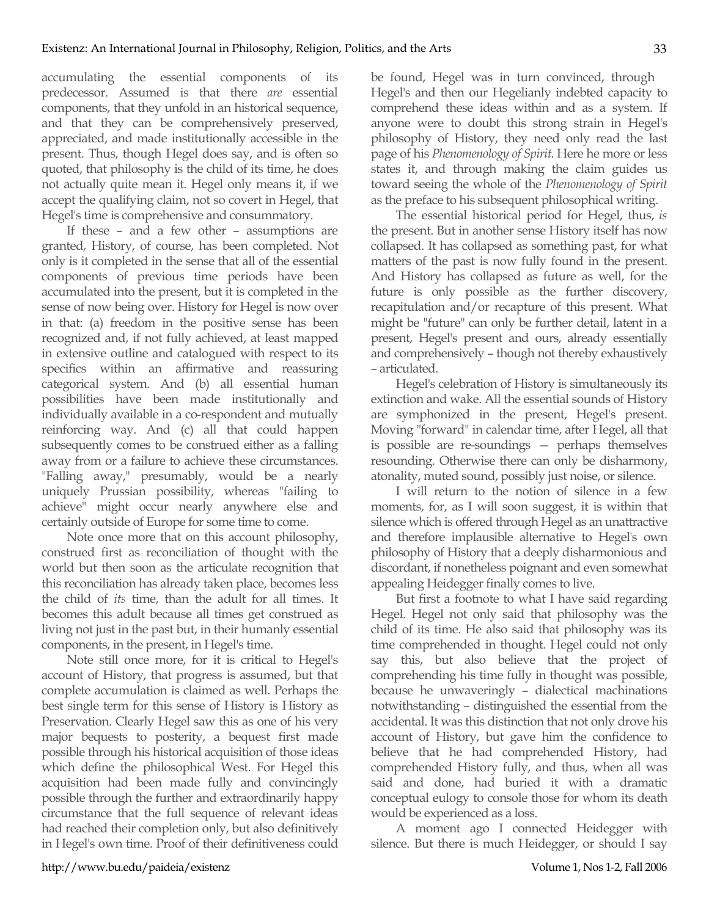accumulating the essential components of its predecessor. Assumed is that there *are* essential components, that they unfold in an historical sequence, and that they can be comprehensively preserved, appreciated, and made institutionally accessible in the present. Thus, though Hegel does say, and is often so quoted, that philosophy is the child of its time, he does not actually quite mean it. Hegel only means it, if we accept the qualifying claim, not so covert in Hegel, that Hegel's time is comprehensive and consummatory.

If these – and a few other – assumptions are granted, History, of course, has been completed. Not only is it completed in the sense that all of the essential components of previous time periods have been accumulated into the present, but it is completed in the sense of now being over. History for Hegel is now over in that: (a) freedom in the positive sense has been recognized and, if not fully achieved, at least mapped in extensive outline and catalogued with respect to its specifics within an affirmative and reassuring categorical system. And (b) all essential human possibilities have been made institutionally and individually available in a co-respondent and mutually reinforcing way. And (c) all that could happen subsequently comes to be construed either as a falling away from or a failure to achieve these circumstances. "Falling away," presumably, would be a nearly uniquely Prussian possibility, whereas "failing to achieve" might occur nearly anywhere else and certainly outside of Europe for some time to come.

Note once more that on this account philosophy, construed first as reconciliation of thought with the world but then soon as the articulate recognition that this reconciliation has already taken place, becomes less the child of *its* time, than the adult for all times. It becomes this adult because all times get construed as living not just in the past but, in their humanly essential components, in the present, in Hegel's time.

Note still once more, for it is critical to Hegel's account of History, that progress is assumed, but that complete accumulation is claimed as well. Perhaps the best single term for this sense of History is History as Preservation. Clearly Hegel saw this as one of his very major bequests to posterity, a bequest first made possible through his historical acquisition of those ideas which define the philosophical West. For Hegel this acquisition had been made fully and convincingly possible through the further and extraordinarily happy circumstance that the full sequence of relevant ideas had reached their completion only, but also definitively in Hegel's own time. Proof of their definitiveness could be found, Hegel was in turn convinced, through Hegel's and then our Hegelianly indebted capacity to comprehend these ideas within and as a system. If anyone were to doubt this strong strain in Hegel's philosophy of History, they need only read the last page of his *Phenomenology of Spirit*. Here he more or less states it, and through making the claim guides us toward seeing the whole of the *Phenomenology of Spirit* as the preface to his subsequent philosophical writing.

The essential historical period for Hegel, thus, *is* the present. But in another sense History itself has now collapsed. It has collapsed as something past, for what matters of the past is now fully found in the present. And History has collapsed as future as well, for the future is only possible as the further discovery, recapitulation and/or recapture of this present. What might be "future" can only be further detail, latent in a present, Hegel's present and ours, already essentially and comprehensively – though not thereby exhaustively – articulated.

Hegel's celebration of History is simultaneously its extinction and wake. All the essential sounds of History are symphonized in the present, Hegel's present. Moving "forward" in calendar time, after Hegel, all that is possible are re-soundings — perhaps themselves resounding. Otherwise there can only be disharmony, atonality, muted sound, possibly just noise, or silence.

I will return to the notion of silence in a few moments, for, as I will soon suggest, it is within that silence which is offered through Hegel as an unattractive and therefore implausible alternative to Hegel's own philosophy of History that a deeply disharmonious and discordant, if nonetheless poignant and even somewhat appealing Heidegger finally comes to live.

But first a footnote to what I have said regarding Hegel. Hegel not only said that philosophy was the child of its time. He also said that philosophy was its time comprehended in thought. Hegel could not only say this, but also believe that the project of comprehending his time fully in thought was possible, because he unwaveringly – dialectical machinations notwithstanding – distinguished the essential from the accidental. It was this distinction that not only drove his account of History, but gave him the confidence to believe that he had comprehended History, had comprehended History fully, and thus, when all was said and done, had buried it with a dramatic conceptual eulogy to console those for whom its death would be experienced as a loss.

A moment ago I connected Heidegger with silence. But there is much Heidegger, or should I say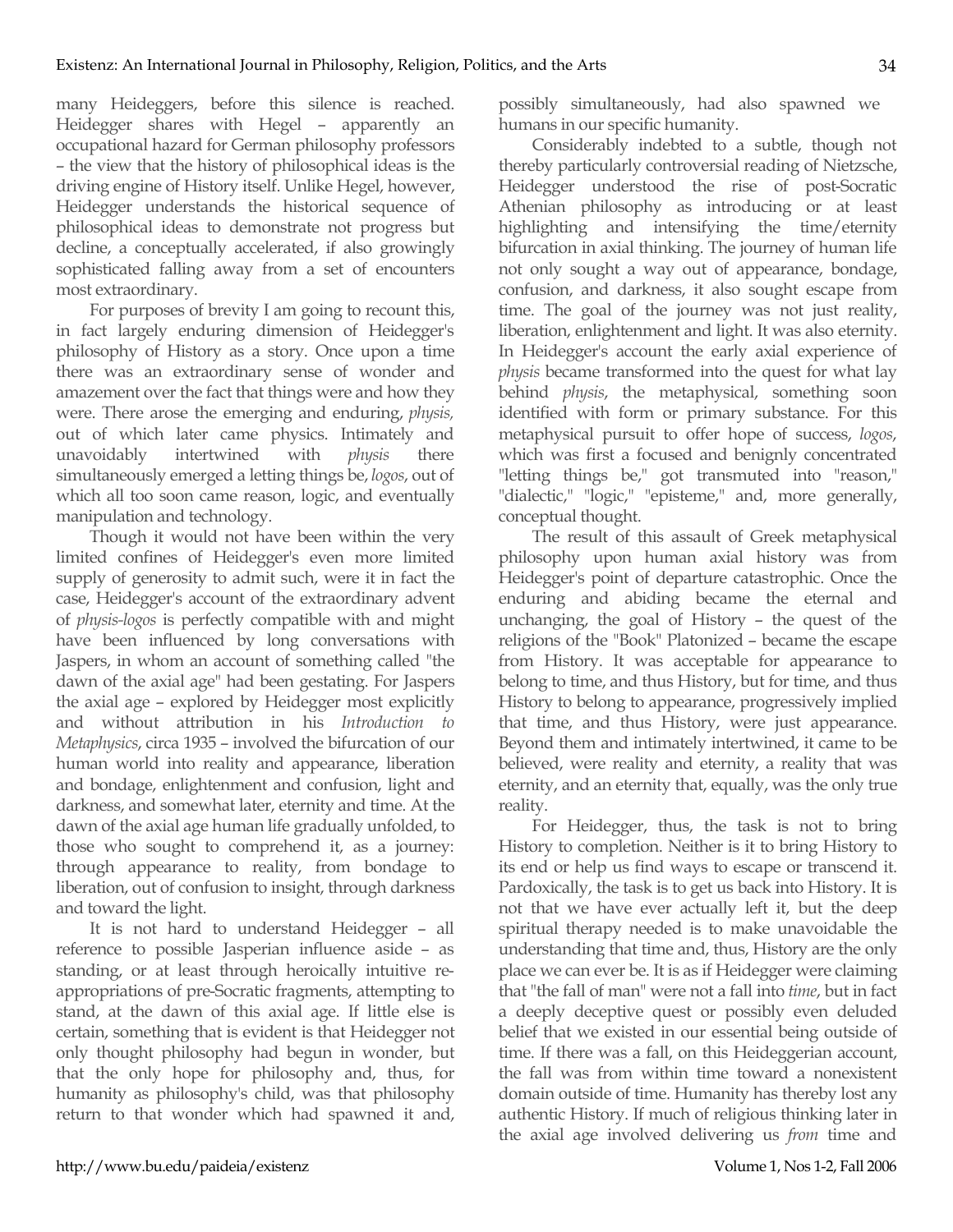many Heideggers, before this silence is reached. Heidegger shares with Hegel – apparently an occupational hazard for German philosophy professors – the view that the history of philosophical ideas is the driving engine of History itself. Unlike Hegel, however, Heidegger understands the historical sequence of philosophical ideas to demonstrate not progress but decline, a conceptually accelerated, if also growingly sophisticated falling away from a set of encounters most extraordinary.

For purposes of brevity I am going to recount this, in fact largely enduring dimension of Heidegger's philosophy of History as a story. Once upon a time there was an extraordinary sense of wonder and amazement over the fact that things were and how they were. There arose the emerging and enduring, *physis,* out of which later came physics. Intimately and unavoidably intertwined with *physis* there simultaneously emerged a letting things be, *logos*, out of which all too soon came reason, logic, and eventually manipulation and technology.

Though it would not have been within the very limited confines of Heidegger's even more limited supply of generosity to admit such, were it in fact the case, Heidegger's account of the extraordinary advent of *physis-logos* is perfectly compatible with and might have been influenced by long conversations with Jaspers, in whom an account of something called "the dawn of the axial age" had been gestating. For Jaspers the axial age – explored by Heidegger most explicitly and without attribution in his *Introduction to Metaphysics*, circa 1935 – involved the bifurcation of our human world into reality and appearance, liberation and bondage, enlightenment and confusion, light and darkness, and somewhat later, eternity and time. At the dawn of the axial age human life gradually unfolded, to those who sought to comprehend it, as a journey: through appearance to reality, from bondage to liberation, out of confusion to insight, through darkness and toward the light.

It is not hard to understand Heidegger – all reference to possible Jasperian influence aside – as standing, or at least through heroically intuitive re-appropriations of pre-Socratic fragments, attempting to stand, at the dawn of this axial age. If little else is certain, something that is evident is that Heidegger not only thought philosophy had begun in wonder, but that the only hope for philosophy and, thus, for humanity as philosophy's child, was that philosophy return to that wonder which had spawned it and, possibly simultaneously, had also spawned we humans in our specific humanity.

Considerably indebted to a subtle, though not thereby particularly controversial reading of Nietzsche, Heidegger understood the rise of post-Socratic Athenian philosophy as introducing or at least highlighting and intensifying the time/eternity bifurcation in axial thinking. The journey of human life not only sought a way out of appearance, bondage, confusion, and darkness, it also sought escape from time. The goal of the journey was not just reality, liberation, enlightenment and light. It was also eternity. In Heidegger's account the early axial experience of *physis* became transformed into the quest for what lay behind *physis*, the metaphysical, something soon identified with form or primary substance. For this metaphysical pursuit to offer hope of success, *logos*, which was first a focused and benignly concentrated "letting things be," got transmuted into "reason," "dialectic," "logic," "episteme," and, more generally, conceptual thought.

The result of this assault of Greek metaphysical philosophy upon human axial history was from Heidegger's point of departure catastrophic. Once the enduring and abiding became the eternal and unchanging, the goal of History – the quest of the religions of the "Book" Platonized – became the escape from History. It was acceptable for appearance to belong to time, and thus History, but for time, and thus History to belong to appearance, progressively implied that time, and thus History, were just appearance. Beyond them and intimately intertwined, it came to be believed, were reality and eternity, a reality that was eternity, and an eternity that, equally, was the only true reality.

For Heidegger, thus, the task is not to bring History to completion. Neither is it to bring History to its end or help us find ways to escape or transcend it. Pardoxically, the task is to get us back into History. It is not that we have ever actually left it, but the deep spiritual therapy needed is to make unavoidable the understanding that time and, thus, History are the only place we can ever be. It is as if Heidegger were claiming that "the fall of man" were not a fall into *time*, but in fact a deeply deceptive quest or possibly even deluded belief that we existed in our essential being outside of time. If there was a fall, on this Heideggerian account, the fall was from within time toward a nonexistent domain outside of time. Humanity has thereby lost any authentic History. If much of religious thinking later in the axial age involved delivering us *from* time and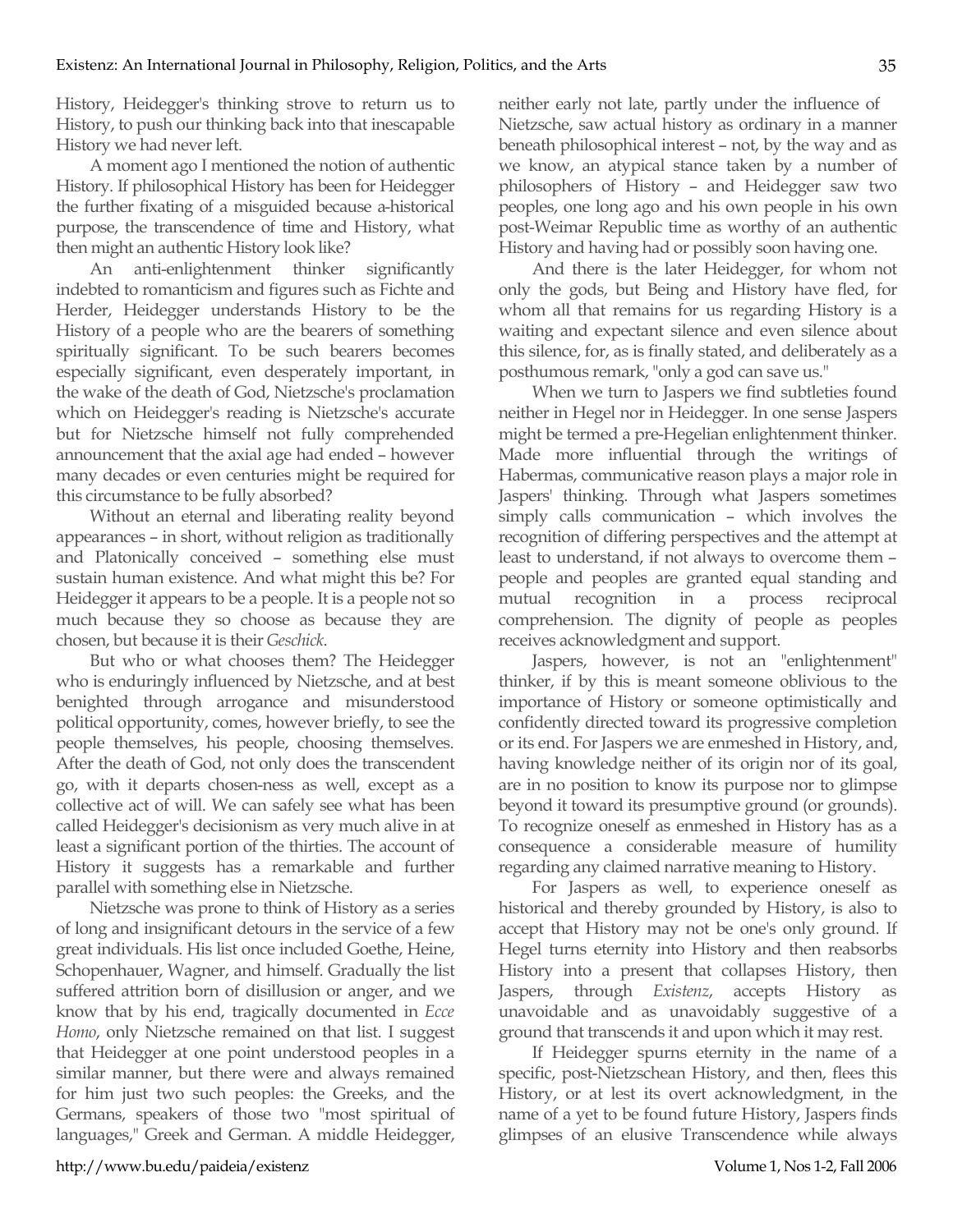History, Heidegger's thinking strove to return us to History, to push our thinking back into that inescapable History we had never left.

A moment ago I mentioned the notion of authentic History. If philosophical History has been for Heidegger the further fixating of a misguided because a-historical purpose, the transcendence of time and History, what then might an authentic History look like?

An anti-enlightenment thinker significantly indebted to romanticism and figures such as Fichte and Herder, Heidegger understands History to be the History of a people who are the bearers of something spiritually significant. To be such bearers becomes especially significant, even desperately important, in the wake of the death of God, Nietzsche's proclamation which on Heidegger's reading is Nietzsche's accurate but for Nietzsche himself not fully comprehended announcement that the axial age had ended – however many decades or even centuries might be required for this circumstance to be fully absorbed?

Without an eternal and liberating reality beyond appearances – in short, without religion as traditionally and Platonically conceived – something else must sustain human existence. And what might this be? For Heidegger it appears to be a people. It is a people not so much because they so choose as because they are chosen, but because it is their *Geschick*.

But who or what chooses them? The Heidegger who is enduringly influenced by Nietzsche, and at best benighted through arrogance and misunderstood political opportunity, comes, however briefly, to see the people themselves, his people, choosing themselves. After the death of God, not only does the transcendent go, with it departs chosen-ness as well, except as a collective act of will. We can safely see what has been called Heidegger's decisionism as very much alive in at least a significant portion of the thirties. The account of History it suggests has a remarkable and further parallel with something else in Nietzsche.

Nietzsche was prone to think of History as a series of long and insignificant detours in the service of a few great individuals. His list once included Goethe, Heine, Schopenhauer, Wagner, and himself. Gradually the list suffered attrition born of disillusion or anger, and we know that by his end, tragically documented in *Ecce Homo*, only Nietzsche remained on that list. I suggest that Heidegger at one point understood peoples in a similar manner, but there were and always remained for him just two such peoples: the Greeks, and the Germans, speakers of those two "most spiritual of languages," Greek and German. A middle Heidegger, neither early not late, partly under the influence of Nietzsche, saw actual history as ordinary in a manner beneath philosophical interest – not, by the way and as we know, an atypical stance taken by a number of philosophers of History – and Heidegger saw two peoples, one long ago and his own people in his own post-Weimar Republic time as worthy of an authentic History and having had or possibly soon having one.

And there is the later Heidegger, for whom not only the gods, but Being and History have fled, for whom all that remains for us regarding History is a waiting and expectant silence and even silence about this silence, for, as is finally stated, and deliberately as a posthumous remark, "only a god can save us."

When we turn to Jaspers we find subtleties found neither in Hegel nor in Heidegger. In one sense Jaspers might be termed a pre-Hegelian enlightenment thinker. Made more influential through the writings of Habermas, communicative reason plays a major role in Jaspers' thinking. Through what Jaspers sometimes simply calls communication – which involves the recognition of differing perspectives and the attempt at least to understand, if not always to overcome them – people and peoples are granted equal standing and mutual recognition in a process reciprocal comprehension. The dignity of people as peoples receives acknowledgment and support.

Jaspers, however, is not an "enlightenment" thinker, if by this is meant someone oblivious to the importance of History or someone optimistically and confidently directed toward its progressive completion or its end. For Jaspers we are enmeshed in History, and, having knowledge neither of its origin nor of its goal, are in no position to know its purpose nor to glimpse beyond it toward its presumptive ground (or grounds). To recognize oneself as enmeshed in History has as a consequence a considerable measure of humility regarding any claimed narrative meaning to History.

For Jaspers as well, to experience oneself as historical and thereby grounded by History, is also to accept that History may not be one's only ground. If Hegel turns eternity into History and then reabsorbs History into a present that collapses History, then Jaspers, through *Existenz*, accepts History as unavoidable and as unavoidably suggestive of a ground that transcends it and upon which it may rest.

If Heidegger spurns eternity in the name of a specific, post-Nietzschean History, and then, flees this History, or at lest its overt acknowledgment, in the name of a yet to be found future History, Jaspers finds glimpses of an elusive Transcendence while always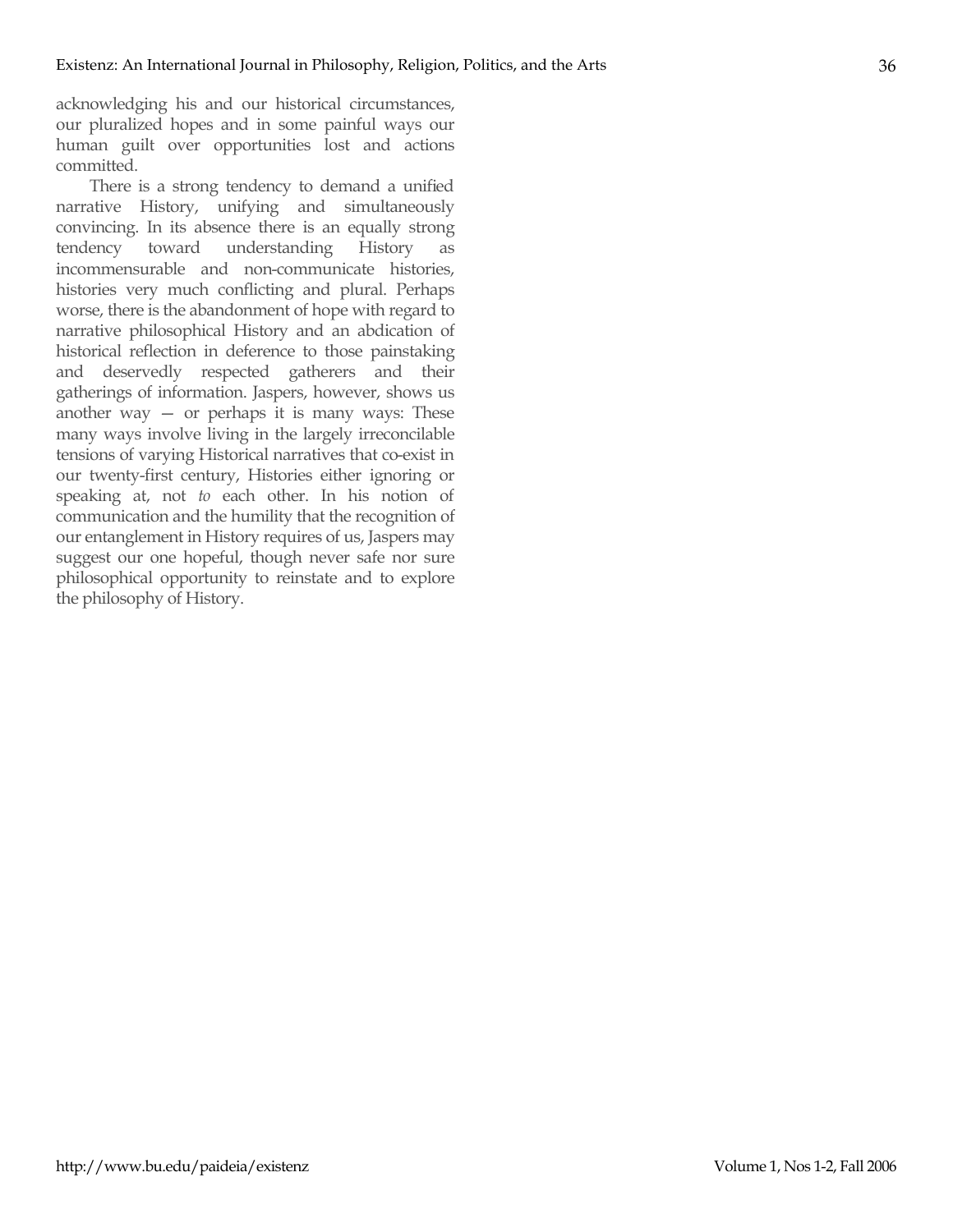acknowledging his and our historical circumstances, our pluralized hopes and in some painful ways our human guilt over opportunities lost and actions committed.

There is a strong tendency to demand a unified narrative History, unifying and simultaneously convincing. In its absence there is an equally strong tendency toward understanding History as incommensurable and non-communicate histories, histories very much conflicting and plural. Perhaps worse, there is the abandonment of hope with regard to narrative philosophical History and an abdication of historical reflection in deference to those painstaking and deservedly respected gatherers and their gatherings of information. Jaspers, however, shows us another way — or perhaps it is many ways: These many ways involve living in the largely irreconcilable tensions of varying Historical narratives that co-exist in our twenty-first century, Histories either ignoring or speaking at, not *to* each other. In his notion of communication and the humility that the recognition of our entanglement in History requires of us, Jaspers may suggest our one hopeful, though never safe nor sure philosophical opportunity to reinstate and to explore the philosophy of History.